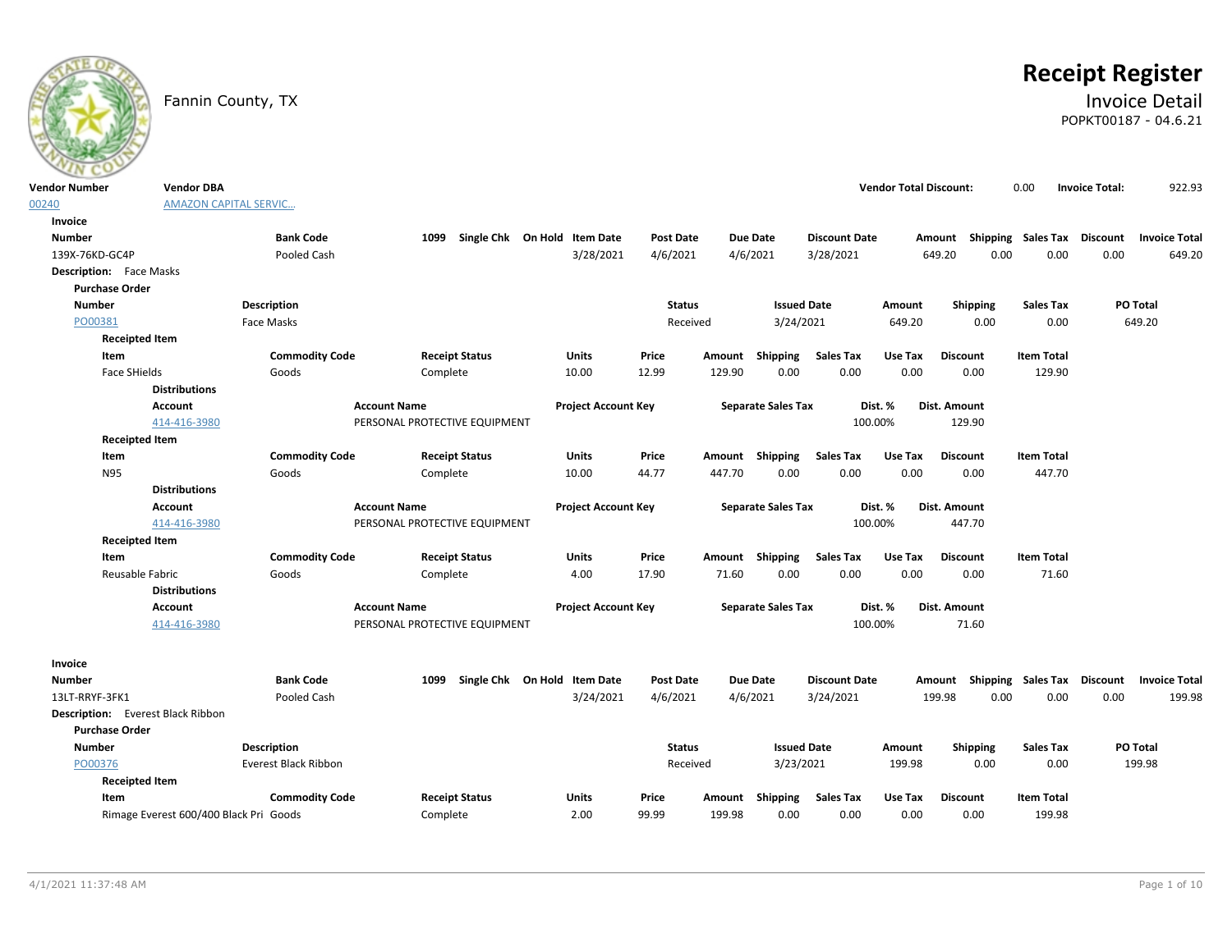Fannin County, TX

# Receipt Register

## Invoice Detail

POPKT00187 - 04.6.21

| Vendor Number | Vendor DBA | Vendor Total Discount: | Invoice Total: |
|---|---|---|---|
| 00240 | AMAZON CAPITAL SERVIC... | 0.00 | 922.93 |

**Invoice**

| Number | Bank Code | 1099 | Single Chk | On Hold | Item Date | Post Date | Due Date | Discount Date | Amount | Shipping | Sales Tax | Discount | Invoice Total |
|---|---|---|---|---|---|---|---|---|---|---|---|---|---|
| 139X-76KD-GC4P | Pooled Cash | | | | 3/28/2021 | 4/6/2021 | 4/6/2021 | 3/28/2021 | 649.20 | 0.00 | 0.00 | 0.00 | 649.20 |

**Description:** Face Masks

**Purchase Order**

| Number | Description | Status | Issued Date | Amount | Shipping | Sales Tax | PO Total |
|---|---|---|---|---|---|---|---|
| PO00381 | Face Masks | Received | 3/24/2021 | 649.20 | 0.00 | 0.00 | 649.20 |

**Receipted Item**

| Item | Commodity Code | Receipt Status | Units | Price | Amount | Shipping | Sales Tax | Use Tax | Discount | Item Total |
|---|---|---|---|---|---|---|---|---|---|---|
| Face SHields | Goods | Complete | 10.00 | 12.99 | 129.90 | 0.00 | 0.00 | 0.00 | 0.00 | 129.90 |

**Distributions**

| Account | Account Name | Project Account Key | Separate Sales Tax | Dist. % | Dist. Amount |
|---|---|---|---|---|---|
| 414-416-3980 | PERSONAL PROTECTIVE EQUIPMENT | | | 100.00% | 129.90 |

**Receipted Item**

| Item | Commodity Code | Receipt Status | Units | Price | Amount | Shipping | Sales Tax | Use Tax | Discount | Item Total |
|---|---|---|---|---|---|---|---|---|---|---|
| N95 | Goods | Complete | 10.00 | 44.77 | 447.70 | 0.00 | 0.00 | 0.00 | 0.00 | 447.70 |

**Distributions**

| Account | Account Name | Project Account Key | Separate Sales Tax | Dist. % | Dist. Amount |
|---|---|---|---|---|---|
| 414-416-3980 | PERSONAL PROTECTIVE EQUIPMENT | | | 100.00% | 447.70 |

**Receipted Item**

| Item | Commodity Code | Receipt Status | Units | Price | Amount | Shipping | Sales Tax | Use Tax | Discount | Item Total |
|---|---|---|---|---|---|---|---|---|---|---|
| Reusable Fabric | Goods | Complete | 4.00 | 17.90 | 71.60 | 0.00 | 0.00 | 0.00 | 0.00 | 71.60 |

**Distributions**

| Account | Account Name | Project Account Key | Separate Sales Tax | Dist. % | Dist. Amount |
|---|---|---|---|---|---|
| 414-416-3980 | PERSONAL PROTECTIVE EQUIPMENT | | | 100.00% | 71.60 |

**Invoice**

| Number | Bank Code | 1099 | Single Chk | On Hold | Item Date | Post Date | Due Date | Discount Date | Amount | Shipping | Sales Tax | Discount | Invoice Total |
|---|---|---|---|---|---|---|---|---|---|---|---|---|---|
| 13LT-RRYF-3FK1 | Pooled Cash | | | | 3/24/2021 | 4/6/2021 | 4/6/2021 | 3/24/2021 | 199.98 | 0.00 | 0.00 | 0.00 | 199.98 |

**Description:** Everest Black Ribbon

**Purchase Order**

| Number | Description | Status | Issued Date | Amount | Shipping | Sales Tax | PO Total |
|---|---|---|---|---|---|---|---|
| PO00376 | Everest Black Ribbon | Received | 3/23/2021 | 199.98 | 0.00 | 0.00 | 199.98 |

**Receipted Item**

| Item | Commodity Code | Receipt Status | Units | Price | Amount | Shipping | Sales Tax | Use Tax | Discount | Item Total |
|---|---|---|---|---|---|---|---|---|---|---|
| Rimage Everest 600/400 Black Pri | Goods | Complete | 2.00 | 99.99 | 199.98 | 0.00 | 0.00 | 0.00 | 0.00 | 199.98 |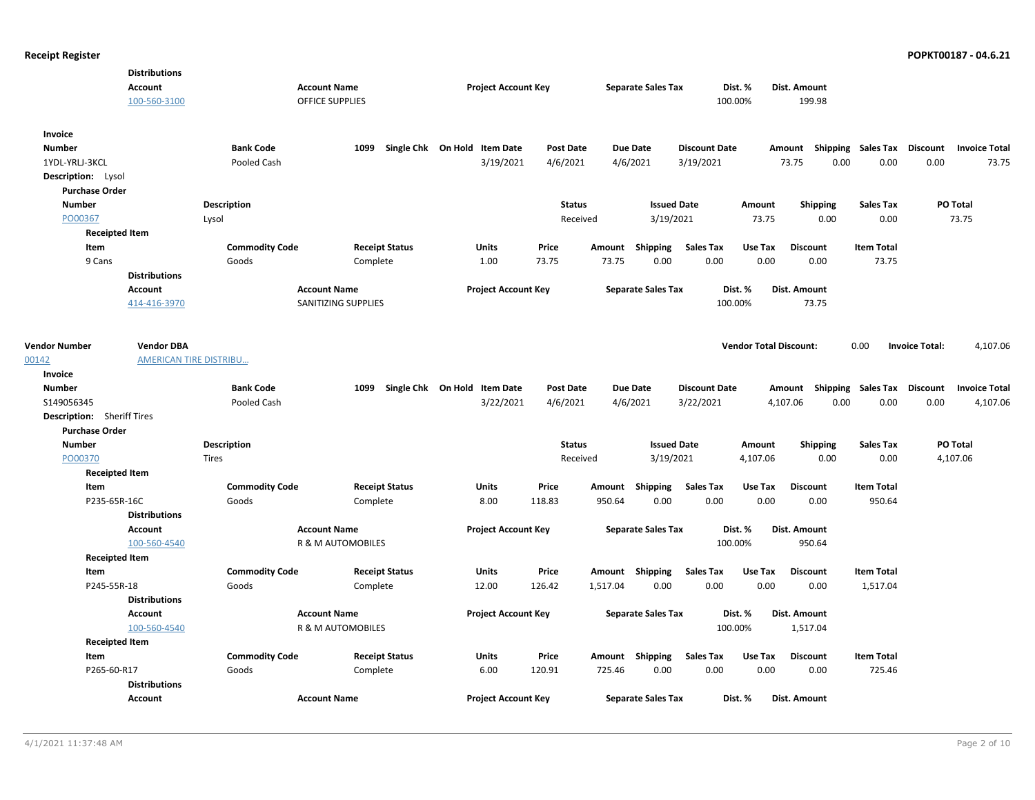**Distributions**

| Account | Account Name | Project Account Key | Separate Sales Tax | Dist. % | Dist. Amount |
|---|---|---|---|---|---|
| 100-560-3100 | OFFICE SUPPLIES | | | 100.00% | 199.98 |

**Invoice**

| Number | Bank Code | 1099 | Single Chk | On Hold | Item Date | Post Date | Due Date | Discount Date | Amount | Shipping | Sales Tax | Discount | Invoice Total |
|---|---|---|---|---|---|---|---|---|---|---|---|---|---|
| 1YDL-YRLJ-3KCL | Pooled Cash | | | | 3/19/2021 | 4/6/2021 | 4/6/2021 | 3/19/2021 | 73.75 | 0.00 | 0.00 | 0.00 | 73.75 |

**Description:** Lysol

**Purchase Order**

| Number | Description | Status | Issued Date | Amount | Shipping | Sales Tax | PO Total |
|---|---|---|---|---|---|---|---|
| PO00367 | Lysol | Received | 3/19/2021 | 73.75 | 0.00 | 0.00 | 73.75 |

**Receipted Item**

| Item | Commodity Code | Receipt Status | Units | Price | Amount | Shipping | Sales Tax | Use Tax | Discount | Item Total |
|---|---|---|---|---|---|---|---|---|---|---|
| 9 Cans | Goods | Complete | 1.00 | 73.75 | 73.75 | 0.00 | 0.00 | 0.00 | 0.00 | 73.75 |

**Distributions**

| Account | Account Name | Project Account Key | Separate Sales Tax | Dist. % | Dist. Amount |
|---|---|---|---|---|---|
| 414-416-3970 | SANITIZING SUPPLIES | | | 100.00% | 73.75 |

| Vendor Number | Vendor DBA | Vendor Total Discount: | Invoice Total: |
|---|---|---|---|
| 00142 | AMERICAN TIRE DISTRIBU... | 0.00 | 4,107.06 |

**Invoice**

| Number | Bank Code | 1099 | Single Chk | On Hold | Item Date | Post Date | Due Date | Discount Date | Amount | Shipping | Sales Tax | Discount | Invoice Total |
|---|---|---|---|---|---|---|---|---|---|---|---|---|---|
| S149056345 | Pooled Cash | | | | 3/22/2021 | 4/6/2021 | 4/6/2021 | 3/22/2021 | 4,107.06 | 0.00 | 0.00 | 0.00 | 4,107.06 |

**Description:** Sheriff Tires

**Purchase Order**

| Number | Description | Status | Issued Date | Amount | Shipping | Sales Tax | PO Total |
|---|---|---|---|---|---|---|---|
| PO00370 | Tires | Received | 3/19/2021 | 4,107.06 | 0.00 | 0.00 | 4,107.06 |

**Receipted Item**

| Item | Commodity Code | Receipt Status | Units | Price | Amount | Shipping | Sales Tax | Use Tax | Discount | Item Total |
|---|---|---|---|---|---|---|---|---|---|---|
| P235-65R-16C | Goods | Complete | 8.00 | 118.83 | 950.64 | 0.00 | 0.00 | 0.00 | 0.00 | 950.64 |

**Distributions**

| Account | Account Name | Project Account Key | Separate Sales Tax | Dist. % | Dist. Amount |
|---|---|---|---|---|---|
| 100-560-4540 | R & M AUTOMOBILES | | | 100.00% | 950.64 |

**Receipted Item**

| Item | Commodity Code | Receipt Status | Units | Price | Amount | Shipping | Sales Tax | Use Tax | Discount | Item Total |
|---|---|---|---|---|---|---|---|---|---|---|
| P245-55R-18 | Goods | Complete | 12.00 | 126.42 | 1,517.04 | 0.00 | 0.00 | 0.00 | 0.00 | 1,517.04 |

**Distributions**

| Account | Account Name | Project Account Key | Separate Sales Tax | Dist. % | Dist. Amount |
|---|---|---|---|---|---|
| 100-560-4540 | R & M AUTOMOBILES | | | 100.00% | 1,517.04 |

**Receipted Item**

| Item | Commodity Code | Receipt Status | Units | Price | Amount | Shipping | Sales Tax | Use Tax | Discount | Item Total |
|---|---|---|---|---|---|---|---|---|---|---|
| P265-60-R17 | Goods | Complete | 6.00 | 120.91 | 725.46 | 0.00 | 0.00 | 0.00 | 0.00 | 725.46 |

**Distributions**

| Account | Account Name | Project Account Key | Separate Sales Tax | Dist. % | Dist. Amount |
|---|---|---|---|---|---|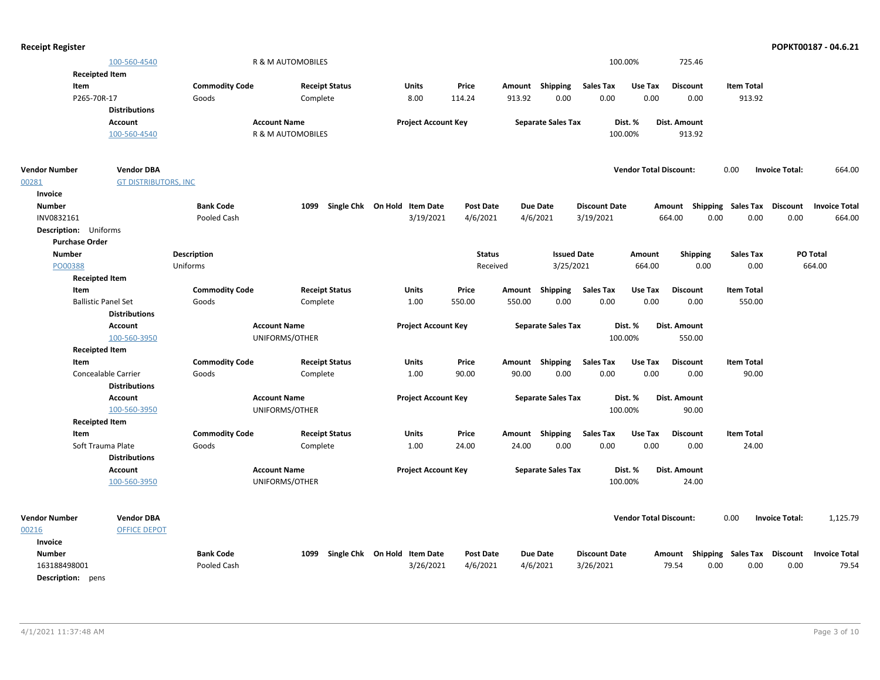**Receipt Register** **POPKT00187 - 04.6.21**

| Account | Account Name | Project Account Key | Separate Sales Tax | Dist. % | Dist. Amount |
|---|---|---|---|---|---|
| 100-560-4540 | R & M AUTOMOBILES | | | 100.00% | 725.46 |

**Receipted Item**

| Item | Commodity Code | Receipt Status | Units | Price | Amount | Shipping | Sales Tax | Use Tax | Discount | Item Total |
|---|---|---|---|---|---|---|---|---|---|---|
| P265-70R-17 | Goods | Complete | 8.00 | 114.24 | 913.92 | 0.00 | 0.00 | 0.00 | 0.00 | 913.92 |

**Distributions**

| Account | Account Name | Project Account Key | Separate Sales Tax | Dist. % | Dist. Amount |
|---|---|---|---|---|---|
| 100-560-4540 | R & M AUTOMOBILES | | | 100.00% | 913.92 |

| Vendor Number | Vendor DBA | Vendor Total Discount: | Invoice Total: |
|---|---|---|---|
| 00281 | GT DISTRIBUTORS, INC | 0.00 | 664.00 |

**Invoice**

| Number | Bank Code | 1099 | Single Chk | On Hold | Item Date | Post Date | Due Date | Discount Date | Amount | Shipping | Sales Tax | Discount | Invoice Total |
|---|---|---|---|---|---|---|---|---|---|---|---|---|---|
| INV0832161 | Pooled Cash | | | | 3/19/2021 | 4/6/2021 | 4/6/2021 | 3/19/2021 | 664.00 | 0.00 | 0.00 | 0.00 | 664.00 |

**Description:** Uniforms

**Purchase Order**

| Number | Description | Status | Issued Date | Amount | Shipping | Sales Tax | PO Total |
|---|---|---|---|---|---|---|---|
| PO00388 | Uniforms | Received | 3/25/2021 | 664.00 | 0.00 | 0.00 | 664.00 |

**Receipted Item**

| Item | Commodity Code | Receipt Status | Units | Price | Amount | Shipping | Sales Tax | Use Tax | Discount | Item Total |
|---|---|---|---|---|---|---|---|---|---|---|
| Ballistic Panel Set | Goods | Complete | 1.00 | 550.00 | 550.00 | 0.00 | 0.00 | 0.00 | 0.00 | 550.00 |

**Distributions**

| Account | Account Name | Project Account Key | Separate Sales Tax | Dist. % | Dist. Amount |
|---|---|---|---|---|---|
| 100-560-3950 | UNIFORMS/OTHER | | | 100.00% | 550.00 |

**Receipted Item**

| Item | Commodity Code | Receipt Status | Units | Price | Amount | Shipping | Sales Tax | Use Tax | Discount | Item Total |
|---|---|---|---|---|---|---|---|---|---|---|
| Concealable Carrier | Goods | Complete | 1.00 | 90.00 | 90.00 | 0.00 | 0.00 | 0.00 | 0.00 | 90.00 |

**Distributions**

| Account | Account Name | Project Account Key | Separate Sales Tax | Dist. % | Dist. Amount |
|---|---|---|---|---|---|
| 100-560-3950 | UNIFORMS/OTHER | | | 100.00% | 90.00 |

**Receipted Item**

| Item | Commodity Code | Receipt Status | Units | Price | Amount | Shipping | Sales Tax | Use Tax | Discount | Item Total |
|---|---|---|---|---|---|---|---|---|---|---|
| Soft Trauma Plate | Goods | Complete | 1.00 | 24.00 | 24.00 | 0.00 | 0.00 | 0.00 | 0.00 | 24.00 |

**Distributions**

| Account | Account Name | Project Account Key | Separate Sales Tax | Dist. % | Dist. Amount |
|---|---|---|---|---|---|
| 100-560-3950 | UNIFORMS/OTHER | | | 100.00% | 24.00 |

| Vendor Number | Vendor DBA | Vendor Total Discount: | Invoice Total: |
|---|---|---|---|
| 00216 | OFFICE DEPOT | 0.00 | 1,125.79 |

**Invoice**

| Number | Bank Code | 1099 | Single Chk | On Hold | Item Date | Post Date | Due Date | Discount Date | Amount | Shipping | Sales Tax | Discount | Invoice Total |
|---|---|---|---|---|---|---|---|---|---|---|---|---|---|
| 163188498001 | Pooled Cash | | | | 3/26/2021 | 4/6/2021 | 4/6/2021 | 3/26/2021 | 79.54 | 0.00 | 0.00 | 0.00 | 79.54 |

**Description:** pens

4/1/2021 11:37:48 AM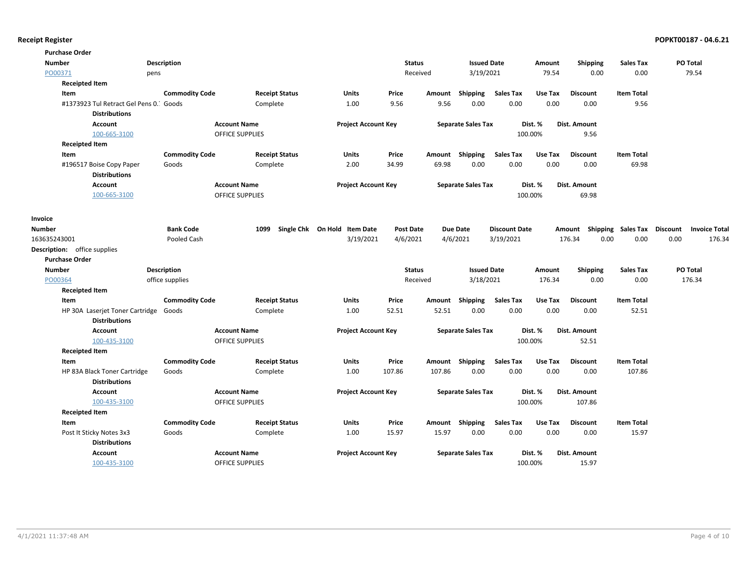**Receipt Register** — POPKT00187 - 04.6.21

**Purchase Order**

| Number | Description | Status | Issued Date | Amount | Shipping | Sales Tax | PO Total |
|---|---|---|---|---|---|---|---|
| PO00371 | pens | Received | 3/19/2021 | 79.54 | 0.00 | 0.00 | 79.54 |

**Receipted Item**

| Item | Commodity Code | Receipt Status | Units | Price | Amount | Shipping | Sales Tax | Use Tax | Discount | Item Total |
|---|---|---|---|---|---|---|---|---|---|---|
| #1373923 Tul Retract Gel Pens 0.7 | Goods | Complete | 1.00 | 9.56 | 9.56 | 0.00 | 0.00 | 0.00 | 0.00 | 9.56 |

**Distributions**

| Account | Account Name | Project Account Key | Separate Sales Tax | Dist. % | Dist. Amount |
|---|---|---|---|---|---|
| 100-665-3100 | OFFICE SUPPLIES | | | 100.00% | 9.56 |

**Receipted Item**

| Item | Commodity Code | Receipt Status | Units | Price | Amount | Shipping | Sales Tax | Use Tax | Discount | Item Total |
|---|---|---|---|---|---|---|---|---|---|---|
| #196517 Boise Copy Paper | Goods | Complete | 2.00 | 34.99 | 69.98 | 0.00 | 0.00 | 0.00 | 0.00 | 69.98 |

**Distributions**

| Account | Account Name | Project Account Key | Separate Sales Tax | Dist. % | Dist. Amount |
|---|---|---|---|---|---|
| 100-665-3100 | OFFICE SUPPLIES | | | 100.00% | 69.98 |

**Invoice**

| Number | Bank Code | 1099 | Single Chk | On Hold | Item Date | Post Date | Due Date | Discount Date | Amount | Shipping | Sales Tax | Discount | Invoice Total |
|---|---|---|---|---|---|---|---|---|---|---|---|---|---|
| 163635243001 | Pooled Cash | | | | 3/19/2021 | 4/6/2021 | 4/6/2021 | 3/19/2021 | 176.34 | 0.00 | 0.00 | 0.00 | 176.34 |

**Description:** office supplies

**Purchase Order**

| Number | Description | Status | Issued Date | Amount | Shipping | Sales Tax | PO Total |
|---|---|---|---|---|---|---|---|
| PO00364 | office supplies | Received | 3/18/2021 | 176.34 | 0.00 | 0.00 | 176.34 |

**Receipted Item**

| Item | Commodity Code | Receipt Status | Units | Price | Amount | Shipping | Sales Tax | Use Tax | Discount | Item Total |
|---|---|---|---|---|---|---|---|---|---|---|
| HP 30A Laserjet Toner Cartridge | Goods | Complete | 1.00 | 52.51 | 52.51 | 0.00 | 0.00 | 0.00 | 0.00 | 52.51 |

**Distributions**

| Account | Account Name | Project Account Key | Separate Sales Tax | Dist. % | Dist. Amount |
|---|---|---|---|---|---|
| 100-435-3100 | OFFICE SUPPLIES | | | 100.00% | 52.51 |

**Receipted Item**

| Item | Commodity Code | Receipt Status | Units | Price | Amount | Shipping | Sales Tax | Use Tax | Discount | Item Total |
|---|---|---|---|---|---|---|---|---|---|---|
| HP 83A Black Toner Cartridge | Goods | Complete | 1.00 | 107.86 | 107.86 | 0.00 | 0.00 | 0.00 | 0.00 | 107.86 |

**Distributions**

| Account | Account Name | Project Account Key | Separate Sales Tax | Dist. % | Dist. Amount |
|---|---|---|---|---|---|
| 100-435-3100 | OFFICE SUPPLIES | | | 100.00% | 107.86 |

**Receipted Item**

| Item | Commodity Code | Receipt Status | Units | Price | Amount | Shipping | Sales Tax | Use Tax | Discount | Item Total |
|---|---|---|---|---|---|---|---|---|---|---|
| Post It Sticky Notes 3x3 | Goods | Complete | 1.00 | 15.97 | 15.97 | 0.00 | 0.00 | 0.00 | 0.00 | 15.97 |

**Distributions**

| Account | Account Name | Project Account Key | Separate Sales Tax | Dist. % | Dist. Amount |
|---|---|---|---|---|---|
| 100-435-3100 | OFFICE SUPPLIES | | | 100.00% | 15.97 |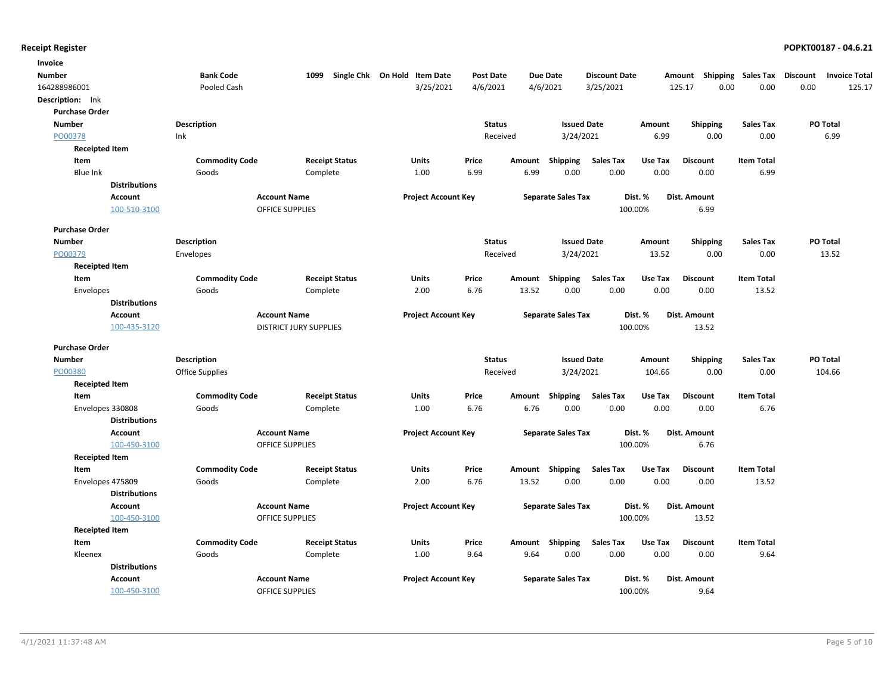## Receipt Register

**POPKT00187 - 04.6.21**

**Invoice**

| Number | Bank Code | 1099 | Single Chk | On Hold | Item Date | Post Date | Due Date | Discount Date | Amount | Shipping | Sales Tax | Discount | Invoice Total |
|---|---|---|---|---|---|---|---|---|---|---|---|---|---|
| 164288986001 | Pooled Cash | | | | 3/25/2021 | 4/6/2021 | 4/6/2021 | 3/25/2021 | 125.17 | 0.00 | 0.00 | 0.00 | 125.17 |

**Description:** Ink

**Purchase Order**

| Number | Description | Status | Issued Date | Amount | Shipping | Sales Tax | PO Total |
|---|---|---|---|---|---|---|---|
| PO00378 | Ink | Received | 3/24/2021 | 6.99 | 0.00 | 0.00 | 6.99 |

**Receipted Item**

| Item | Commodity Code | Receipt Status | Units | Price | Amount | Shipping | Sales Tax | Use Tax | Discount | Item Total |
|---|---|---|---|---|---|---|---|---|---|---|
| Blue Ink | Goods | Complete | 1.00 | 6.99 | 6.99 | 0.00 | 0.00 | 0.00 | 0.00 | 6.99 |

**Distributions**

| Account | Account Name | Project Account Key | Separate Sales Tax | Dist. % | Dist. Amount |
|---|---|---|---|---|---|
| 100-510-3100 | OFFICE SUPPLIES | | | 100.00% | 6.99 |

**Purchase Order**

| Number | Description | Status | Issued Date | Amount | Shipping | Sales Tax | PO Total |
|---|---|---|---|---|---|---|---|
| PO00379 | Envelopes | Received | 3/24/2021 | 13.52 | 0.00 | 0.00 | 13.52 |

**Receipted Item**

| Item | Commodity Code | Receipt Status | Units | Price | Amount | Shipping | Sales Tax | Use Tax | Discount | Item Total |
|---|---|---|---|---|---|---|---|---|---|---|
| Envelopes | Goods | Complete | 2.00 | 6.76 | 13.52 | 0.00 | 0.00 | 0.00 | 0.00 | 13.52 |

**Distributions**

| Account | Account Name | Project Account Key | Separate Sales Tax | Dist. % | Dist. Amount |
|---|---|---|---|---|---|
| 100-435-3120 | DISTRICT JURY SUPPLIES | | | 100.00% | 13.52 |

**Purchase Order**

| Number | Description | Status | Issued Date | Amount | Shipping | Sales Tax | PO Total |
|---|---|---|---|---|---|---|---|
| PO00380 | Office Supplies | Received | 3/24/2021 | 104.66 | 0.00 | 0.00 | 104.66 |

**Receipted Item**

| Item | Commodity Code | Receipt Status | Units | Price | Amount | Shipping | Sales Tax | Use Tax | Discount | Item Total |
|---|---|---|---|---|---|---|---|---|---|---|
| Envelopes 330808 | Goods | Complete | 1.00 | 6.76 | 6.76 | 0.00 | 0.00 | 0.00 | 0.00 | 6.76 |

**Distributions**

| Account | Account Name | Project Account Key | Separate Sales Tax | Dist. % | Dist. Amount |
|---|---|---|---|---|---|
| 100-450-3100 | OFFICE SUPPLIES | | | 100.00% | 6.76 |

**Receipted Item**

| Item | Commodity Code | Receipt Status | Units | Price | Amount | Shipping | Sales Tax | Use Tax | Discount | Item Total |
|---|---|---|---|---|---|---|---|---|---|---|
| Envelopes 475809 | Goods | Complete | 2.00 | 6.76 | 13.52 | 0.00 | 0.00 | 0.00 | 0.00 | 13.52 |

**Distributions**

| Account | Account Name | Project Account Key | Separate Sales Tax | Dist. % | Dist. Amount |
|---|---|---|---|---|---|
| 100-450-3100 | OFFICE SUPPLIES | | | 100.00% | 13.52 |

**Receipted Item**

| Item | Commodity Code | Receipt Status | Units | Price | Amount | Shipping | Sales Tax | Use Tax | Discount | Item Total |
|---|---|---|---|---|---|---|---|---|---|---|
| Kleenex | Goods | Complete | 1.00 | 9.64 | 9.64 | 0.00 | 0.00 | 0.00 | 0.00 | 9.64 |

**Distributions**

| Account | Account Name | Project Account Key | Separate Sales Tax | Dist. % | Dist. Amount |
|---|---|---|---|---|---|
| 100-450-3100 | OFFICE SUPPLIES | | | 100.00% | 9.64 |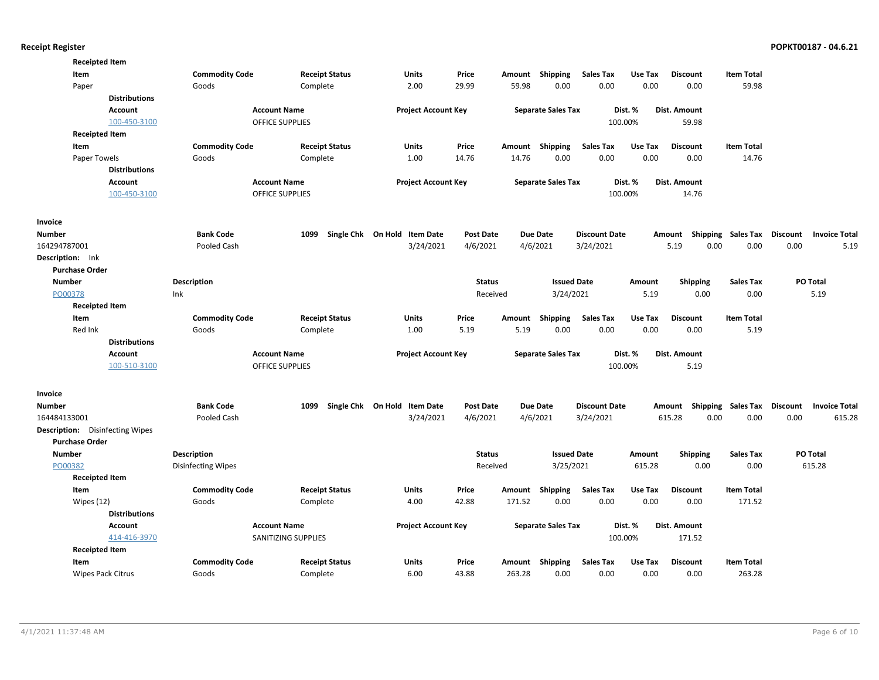**Receipted Item**

| Item | Commodity Code | Receipt Status | Units | Price | Amount | Shipping | Sales Tax | Use Tax | Discount | Item Total |
|---|---|---|---|---|---|---|---|---|---|---|
| Paper | Goods | Complete | 2.00 | 29.99 | 59.98 | 0.00 | 0.00 | 0.00 | 0.00 | 59.98 |

**Distributions**

| Account | Account Name | Project Account Key | Separate Sales Tax | Dist. % | Dist. Amount |
|---|---|---|---|---|---|
| 100-450-3100 | OFFICE SUPPLIES | | | 100.00% | 59.98 |

**Receipted Item**

| Item | Commodity Code | Receipt Status | Units | Price | Amount | Shipping | Sales Tax | Use Tax | Discount | Item Total |
|---|---|---|---|---|---|---|---|---|---|---|
| Paper Towels | Goods | Complete | 1.00 | 14.76 | 14.76 | 0.00 | 0.00 | 0.00 | 0.00 | 14.76 |

**Distributions**

| Account | Account Name | Project Account Key | Separate Sales Tax | Dist. % | Dist. Amount |
|---|---|---|---|---|---|
| 100-450-3100 | OFFICE SUPPLIES | | | 100.00% | 14.76 |

**Invoice**

| Number | Bank Code | 1099 | Single Chk | On Hold | Item Date | Post Date | Due Date | Discount Date | Amount | Shipping | Sales Tax | Discount | Invoice Total |
|---|---|---|---|---|---|---|---|---|---|---|---|---|---|
| 164294787001 | Pooled Cash | | | | 3/24/2021 | 4/6/2021 | 4/6/2021 | 3/24/2021 | 5.19 | 0.00 | 0.00 | 0.00 | 5.19 |

**Description:** Ink

**Purchase Order**

| Number | Description | Status | Issued Date | Amount | Shipping | Sales Tax | PO Total |
|---|---|---|---|---|---|---|---|
| PO00378 | Ink | Received | 3/24/2021 | 5.19 | 0.00 | 0.00 | 5.19 |

**Receipted Item**

| Item | Commodity Code | Receipt Status | Units | Price | Amount | Shipping | Sales Tax | Use Tax | Discount | Item Total |
|---|---|---|---|---|---|---|---|---|---|---|
| Red Ink | Goods | Complete | 1.00 | 5.19 | 5.19 | 0.00 | 0.00 | 0.00 | 0.00 | 5.19 |

**Distributions**

| Account | Account Name | Project Account Key | Separate Sales Tax | Dist. % | Dist. Amount |
|---|---|---|---|---|---|
| 100-510-3100 | OFFICE SUPPLIES | | | 100.00% | 5.19 |

**Invoice**

| Number | Bank Code | 1099 | Single Chk | On Hold | Item Date | Post Date | Due Date | Discount Date | Amount | Shipping | Sales Tax | Discount | Invoice Total |
|---|---|---|---|---|---|---|---|---|---|---|---|---|---|
| 164484133001 | Pooled Cash | | | | 3/24/2021 | 4/6/2021 | 4/6/2021 | 3/24/2021 | 615.28 | 0.00 | 0.00 | 0.00 | 615.28 |

**Description:** Disinfecting Wipes

**Purchase Order**

| Number | Description | Status | Issued Date | Amount | Shipping | Sales Tax | PO Total |
|---|---|---|---|---|---|---|---|
| PO00382 | Disinfecting Wipes | Received | 3/25/2021 | 615.28 | 0.00 | 0.00 | 615.28 |

**Receipted Item**

| Item | Commodity Code | Receipt Status | Units | Price | Amount | Shipping | Sales Tax | Use Tax | Discount | Item Total |
|---|---|---|---|---|---|---|---|---|---|---|
| Wipes (12) | Goods | Complete | 4.00 | 42.88 | 171.52 | 0.00 | 0.00 | 0.00 | 0.00 | 171.52 |

**Distributions**

| Account | Account Name | Project Account Key | Separate Sales Tax | Dist. % | Dist. Amount |
|---|---|---|---|---|---|
| 414-416-3970 | SANITIZING SUPPLIES | | | 100.00% | 171.52 |

**Receipted Item**

| Item | Commodity Code | Receipt Status | Units | Price | Amount | Shipping | Sales Tax | Use Tax | Discount | Item Total |
|---|---|---|---|---|---|---|---|---|---|---|
| Wipes Pack Citrus | Goods | Complete | 6.00 | 43.88 | 263.28 | 0.00 | 0.00 | 0.00 | 0.00 | 263.28 |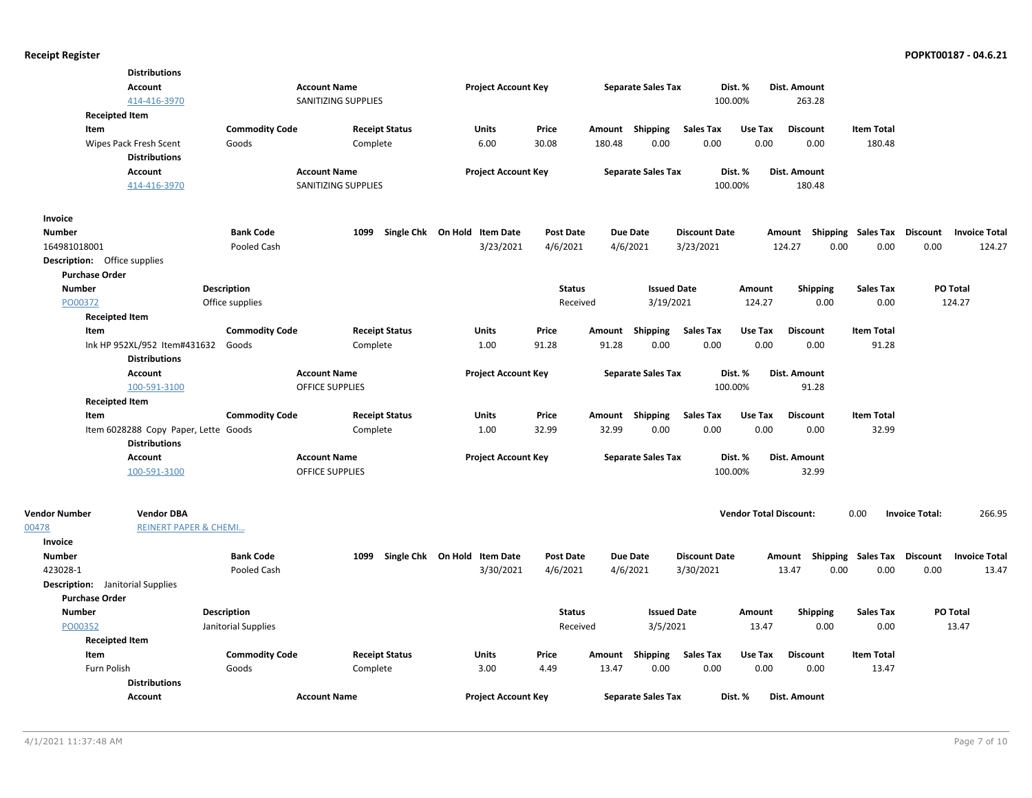**Distributions**

| Account | Account Name | Project Account Key | Separate Sales Tax | Dist. % | Dist. Amount |
|---|---|---|---|---|---|
| 414-416-3970 | SANITIZING SUPPLIES | | | 100.00% | 263.28 |

**Receipted Item**

| Item | Commodity Code | Receipt Status | Units | Price | Amount | Shipping | Sales Tax | Use Tax | Discount | Item Total |
|---|---|---|---|---|---|---|---|---|---|---|
| Wipes Pack Fresh Scent | Goods | Complete | 6.00 | 30.08 | 180.48 | 0.00 | 0.00 | 0.00 | 0.00 | 180.48 |

**Distributions**

| Account | Account Name | Project Account Key | Separate Sales Tax | Dist. % | Dist. Amount |
|---|---|---|---|---|---|
| 414-416-3970 | SANITIZING SUPPLIES | | | 100.00% | 180.48 |

**Invoice**

| Number | Bank Code | 1099 | Single Chk | On Hold | Item Date | Post Date | Due Date | Discount Date | Amount | Shipping | Sales Tax | Discount | Invoice Total |
|---|---|---|---|---|---|---|---|---|---|---|---|---|---|
| 164981018001 | Pooled Cash | | | | 3/23/2021 | 4/6/2021 | 4/6/2021 | 3/23/2021 | 124.27 | 0.00 | 0.00 | 0.00 | 124.27 |

**Description:** Office supplies

**Purchase Order**

| Number | Description | Status | Issued Date | Amount | Shipping | Sales Tax | PO Total |
|---|---|---|---|---|---|---|---|
| PO00372 | Office supplies | Received | 3/19/2021 | 124.27 | 0.00 | 0.00 | 124.27 |

**Receipted Item**

| Item | Commodity Code | Receipt Status | Units | Price | Amount | Shipping | Sales Tax | Use Tax | Discount | Item Total |
|---|---|---|---|---|---|---|---|---|---|---|
| Ink HP 952XL/952 Item#431632 | Goods | Complete | 1.00 | 91.28 | 91.28 | 0.00 | 0.00 | 0.00 | 0.00 | 91.28 |

**Distributions**

| Account | Account Name | Project Account Key | Separate Sales Tax | Dist. % | Dist. Amount |
|---|---|---|---|---|---|
| 100-591-3100 | OFFICE SUPPLIES | | | 100.00% | 91.28 |

**Receipted Item**

| Item | Commodity Code | Receipt Status | Units | Price | Amount | Shipping | Sales Tax | Use Tax | Discount | Item Total |
|---|---|---|---|---|---|---|---|---|---|---|
| Item 6028288 Copy Paper, Lette | Goods | Complete | 1.00 | 32.99 | 32.99 | 0.00 | 0.00 | 0.00 | 0.00 | 32.99 |

**Distributions**

| Account | Account Name | Project Account Key | Separate Sales Tax | Dist. % | Dist. Amount |
|---|---|---|---|---|---|
| 100-591-3100 | OFFICE SUPPLIES | | | 100.00% | 32.99 |

| Vendor Number | Vendor DBA | Vendor Total Discount: | Invoice Total: |
|---|---|---|---|
| 00478 | REINERT PAPER & CHEMI... | 0.00 | 266.95 |

**Invoice**

| Number | Bank Code | 1099 | Single Chk | On Hold | Item Date | Post Date | Due Date | Discount Date | Amount | Shipping | Sales Tax | Discount | Invoice Total |
|---|---|---|---|---|---|---|---|---|---|---|---|---|---|
| 423028-1 | Pooled Cash | | | | 3/30/2021 | 4/6/2021 | 4/6/2021 | 3/30/2021 | 13.47 | 0.00 | 0.00 | 0.00 | 13.47 |

**Description:** Janitorial Supplies

**Purchase Order**

| Number | Description | Status | Issued Date | Amount | Shipping | Sales Tax | PO Total |
|---|---|---|---|---|---|---|---|
| PO00352 | Janitorial Supplies | Received | 3/5/2021 | 13.47 | 0.00 | 0.00 | 13.47 |

**Receipted Item**

| Item | Commodity Code | Receipt Status | Units | Price | Amount | Shipping | Sales Tax | Use Tax | Discount | Item Total |
|---|---|---|---|---|---|---|---|---|---|---|
| Furn Polish | Goods | Complete | 3.00 | 4.49 | 13.47 | 0.00 | 0.00 | 0.00 | 0.00 | 13.47 |

**Distributions**

| Account | Account Name | Project Account Key | Separate Sales Tax | Dist. % | Dist. Amount |
|---|---|---|---|---|---|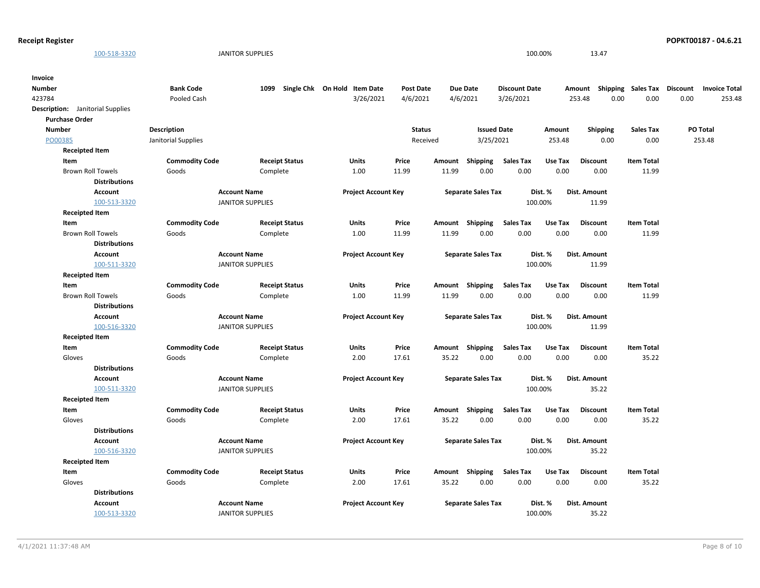| Account | Account Name | Project Account Key | Separate Sales Tax | Dist. % | Dist. Amount |
|---|---|---|---|---|---|
| 100-518-3320 | JANITOR SUPPLIES | | | 100.00% | 13.47 |

**Invoice**

| Number | Bank Code | 1099 | Single Chk | On Hold | Item Date | Post Date | Due Date | Discount Date | Amount | Shipping | Sales Tax | Discount | Invoice Total |
|---|---|---|---|---|---|---|---|---|---|---|---|---|---|
| 423784 | Pooled Cash | | | | 3/26/2021 | 4/6/2021 | 4/6/2021 | 3/26/2021 | 253.48 | 0.00 | 0.00 | 0.00 | 253.48 |

**Description:** Janitorial Supplies

**Purchase Order**

| Number | Description | Status | Issued Date | Amount | Shipping | Sales Tax | PO Total |
|---|---|---|---|---|---|---|---|
| PO00385 | Janitorial Supplies | Received | 3/25/2021 | 253.48 | 0.00 | 0.00 | 253.48 |

**Receipted Item**

| Item | Commodity Code | Receipt Status | Units | Price | Amount | Shipping | Sales Tax | Use Tax | Discount | Item Total |
|---|---|---|---|---|---|---|---|---|---|---|
| Brown Roll Towels | Goods | Complete | 1.00 | 11.99 | 11.99 | 0.00 | 0.00 | 0.00 | 0.00 | 11.99 |

**Distributions**

| Account | Account Name | Project Account Key | Separate Sales Tax | Dist. % | Dist. Amount |
|---|---|---|---|---|---|
| 100-513-3320 | JANITOR SUPPLIES | | | 100.00% | 11.99 |

**Receipted Item**

| Item | Commodity Code | Receipt Status | Units | Price | Amount | Shipping | Sales Tax | Use Tax | Discount | Item Total |
|---|---|---|---|---|---|---|---|---|---|---|
| Brown Roll Towels | Goods | Complete | 1.00 | 11.99 | 11.99 | 0.00 | 0.00 | 0.00 | 0.00 | 11.99 |

**Distributions**

| Account | Account Name | Project Account Key | Separate Sales Tax | Dist. % | Dist. Amount |
|---|---|---|---|---|---|
| 100-511-3320 | JANITOR SUPPLIES | | | 100.00% | 11.99 |

**Receipted Item**

| Item | Commodity Code | Receipt Status | Units | Price | Amount | Shipping | Sales Tax | Use Tax | Discount | Item Total |
|---|---|---|---|---|---|---|---|---|---|---|
| Brown Roll Towels | Goods | Complete | 1.00 | 11.99 | 11.99 | 0.00 | 0.00 | 0.00 | 0.00 | 11.99 |

**Distributions**

| Account | Account Name | Project Account Key | Separate Sales Tax | Dist. % | Dist. Amount |
|---|---|---|---|---|---|
| 100-516-3320 | JANITOR SUPPLIES | | | 100.00% | 11.99 |

**Receipted Item**

| Item | Commodity Code | Receipt Status | Units | Price | Amount | Shipping | Sales Tax | Use Tax | Discount | Item Total |
|---|---|---|---|---|---|---|---|---|---|---|
| Gloves | Goods | Complete | 2.00 | 17.61 | 35.22 | 0.00 | 0.00 | 0.00 | 0.00 | 35.22 |

**Distributions**

| Account | Account Name | Project Account Key | Separate Sales Tax | Dist. % | Dist. Amount |
|---|---|---|---|---|---|
| 100-511-3320 | JANITOR SUPPLIES | | | 100.00% | 35.22 |

**Receipted Item**

| Item | Commodity Code | Receipt Status | Units | Price | Amount | Shipping | Sales Tax | Use Tax | Discount | Item Total |
|---|---|---|---|---|---|---|---|---|---|---|
| Gloves | Goods | Complete | 2.00 | 17.61 | 35.22 | 0.00 | 0.00 | 0.00 | 0.00 | 35.22 |

**Distributions**

| Account | Account Name | Project Account Key | Separate Sales Tax | Dist. % | Dist. Amount |
|---|---|---|---|---|---|
| 100-516-3320 | JANITOR SUPPLIES | | | 100.00% | 35.22 |

**Receipted Item**

| Item | Commodity Code | Receipt Status | Units | Price | Amount | Shipping | Sales Tax | Use Tax | Discount | Item Total |
|---|---|---|---|---|---|---|---|---|---|---|
| Gloves | Goods | Complete | 2.00 | 17.61 | 35.22 | 0.00 | 0.00 | 0.00 | 0.00 | 35.22 |

**Distributions**

| Account | Account Name | Project Account Key | Separate Sales Tax | Dist. % | Dist. Amount |
|---|---|---|---|---|---|
| 100-513-3320 | JANITOR SUPPLIES | | | 100.00% | 35.22 |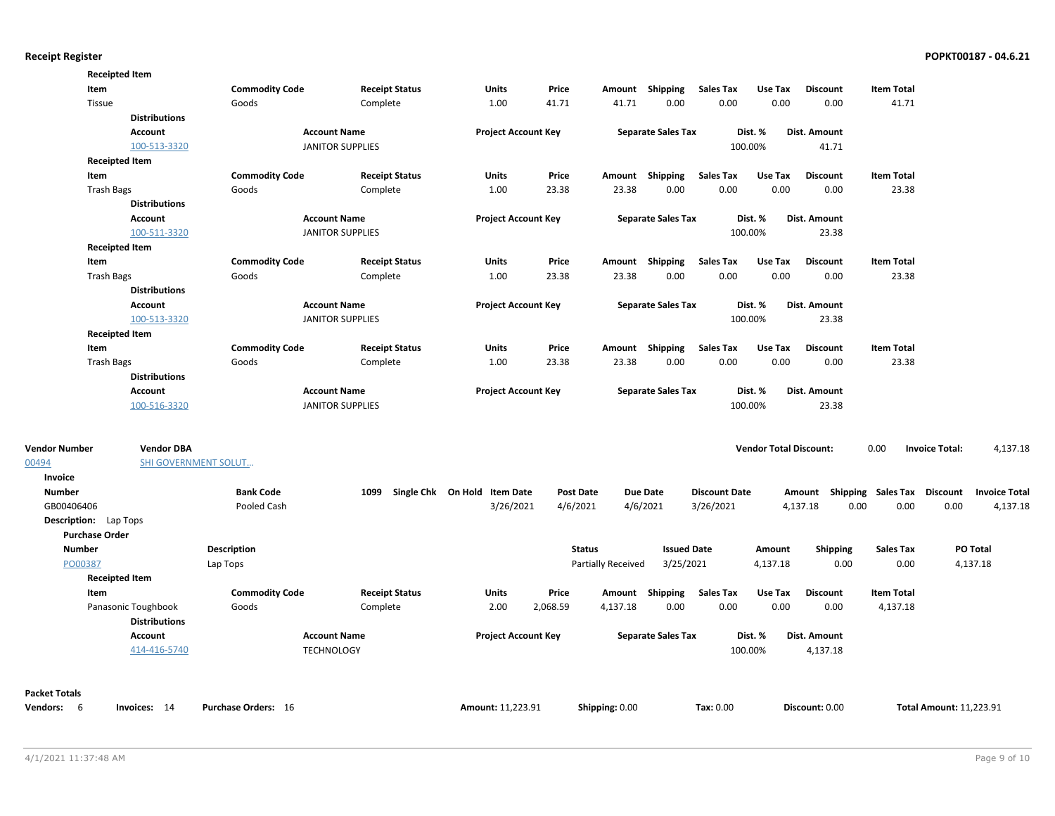**Receipted Item**

| Item | Commodity Code | Receipt Status | Units | Price | Amount | Shipping | Sales Tax | Use Tax | Discount | Item Total |
|---|---|---|---|---|---|---|---|---|---|---|
| Tissue | Goods | Complete | 1.00 | 41.71 | 41.71 | 0.00 | 0.00 | 0.00 | 0.00 | 41.71 |

**Distributions**

| Account | Account Name | Project Account Key | Separate Sales Tax | Dist. % | Dist. Amount |
|---|---|---|---|---|---|
| 100-513-3320 | JANITOR SUPPLIES | | | 100.00% | 41.71 |

**Receipted Item**

| Item | Commodity Code | Receipt Status | Units | Price | Amount | Shipping | Sales Tax | Use Tax | Discount | Item Total |
|---|---|---|---|---|---|---|---|---|---|---|
| Trash Bags | Goods | Complete | 1.00 | 23.38 | 23.38 | 0.00 | 0.00 | 0.00 | 0.00 | 23.38 |

**Distributions**

| Account | Account Name | Project Account Key | Separate Sales Tax | Dist. % | Dist. Amount |
|---|---|---|---|---|---|
| 100-511-3320 | JANITOR SUPPLIES | | | 100.00% | 23.38 |

**Receipted Item**

| Item | Commodity Code | Receipt Status | Units | Price | Amount | Shipping | Sales Tax | Use Tax | Discount | Item Total |
|---|---|---|---|---|---|---|---|---|---|---|
| Trash Bags | Goods | Complete | 1.00 | 23.38 | 23.38 | 0.00 | 0.00 | 0.00 | 0.00 | 23.38 |

**Distributions**

| Account | Account Name | Project Account Key | Separate Sales Tax | Dist. % | Dist. Amount |
|---|---|---|---|---|---|
| 100-513-3320 | JANITOR SUPPLIES | | | 100.00% | 23.38 |

**Receipted Item**

| Item | Commodity Code | Receipt Status | Units | Price | Amount | Shipping | Sales Tax | Use Tax | Discount | Item Total |
|---|---|---|---|---|---|---|---|---|---|---|
| Trash Bags | Goods | Complete | 1.00 | 23.38 | 23.38 | 0.00 | 0.00 | 0.00 | 0.00 | 23.38 |

**Distributions**

| Account | Account Name | Project Account Key | Separate Sales Tax | Dist. % | Dist. Amount |
|---|---|---|---|---|---|
| 100-516-3320 | JANITOR SUPPLIES | | | 100.00% | 23.38 |

| Vendor Number | Vendor DBA | Vendor Total Discount: | Invoice Total: |
|---|---|---|---|
| 00494 | SHI GOVERNMENT SOLUT... | 0.00 | 4,137.18 |

**Invoice**

| Number | Bank Code | 1099 | Single Chk | On Hold | Item Date | Post Date | Due Date | Discount Date | Amount | Shipping | Sales Tax | Discount | Invoice Total |
|---|---|---|---|---|---|---|---|---|---|---|---|---|---|
| GB00406406 | Pooled Cash | | | | 3/26/2021 | 4/6/2021 | 4/6/2021 | 3/26/2021 | 4,137.18 | 0.00 | 0.00 | 0.00 | 4,137.18 |

**Description:** Lap Tops

**Purchase Order**

| Number | Description | Status | Issued Date | Amount | Shipping | Sales Tax | PO Total |
|---|---|---|---|---|---|---|---|
| PO00387 | Lap Tops | Partially Received | 3/25/2021 | 4,137.18 | 0.00 | 0.00 | 4,137.18 |

**Receipted Item**

| Item | Commodity Code | Receipt Status | Units | Price | Amount | Shipping | Sales Tax | Use Tax | Discount | Item Total |
|---|---|---|---|---|---|---|---|---|---|---|
| Panasonic Toughbook | Goods | Complete | 2.00 | 2,068.59 | 4,137.18 | 0.00 | 0.00 | 0.00 | 0.00 | 4,137.18 |

**Distributions**

| Account | Account Name | Project Account Key | Separate Sales Tax | Dist. % | Dist. Amount |
|---|---|---|---|---|---|
| 414-416-5740 | TECHNOLOGY | | | 100.00% | 4,137.18 |

**Packet Totals**

| Vendors: | Invoices: | Purchase Orders: | Amount: | Shipping: | Tax: | Discount: | Total Amount: |
|---|---|---|---|---|---|---|---|
| 6 | 14 | 16 | 11,223.91 | 0.00 | 0.00 | 0.00 | 11,223.91 |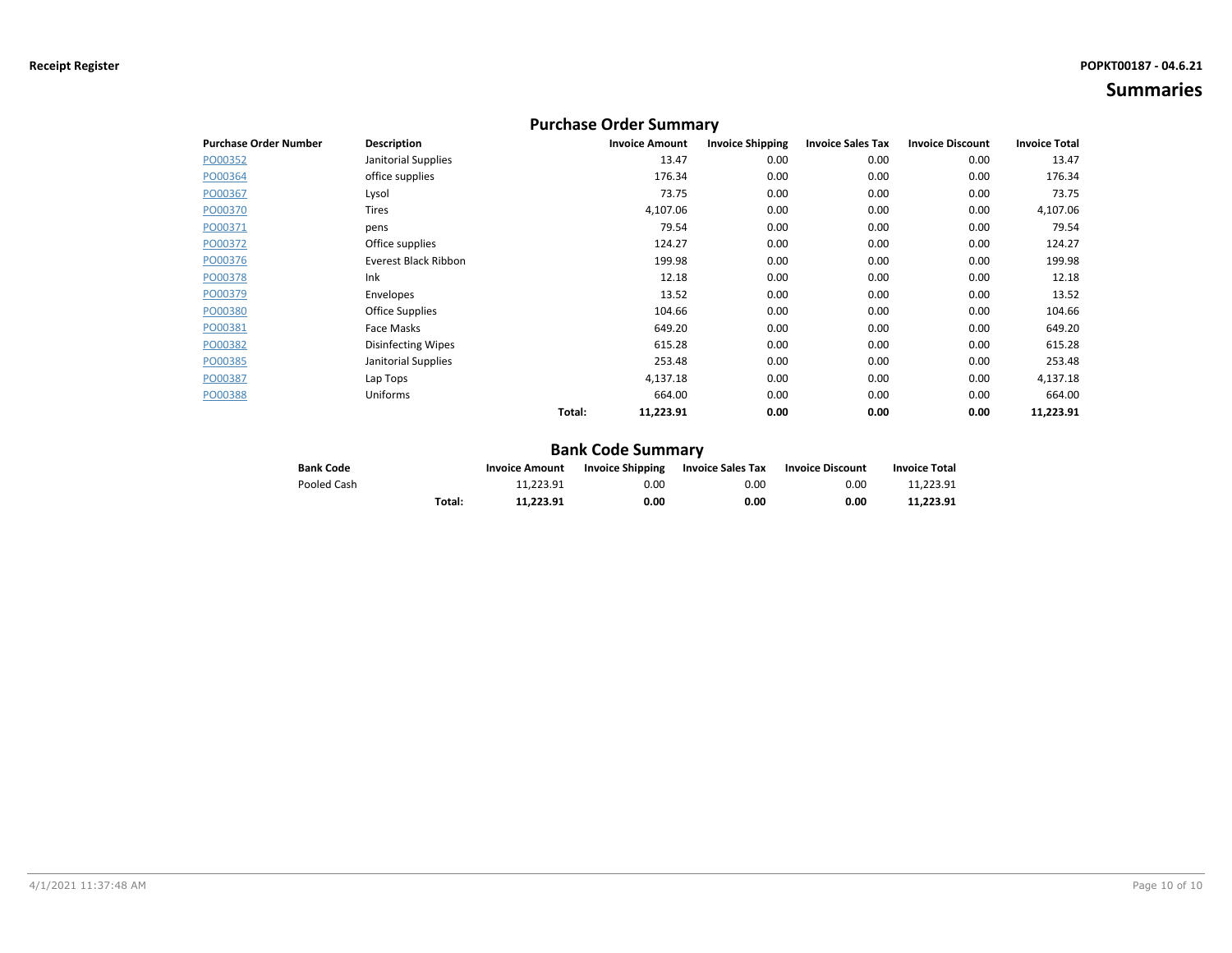**Receipt Register** **POPKT00187 - 04.6.21**

# Summaries

## Purchase Order Summary

| Purchase Order Number | Description | | Invoice Amount | Invoice Shipping | Invoice Sales Tax | Invoice Discount | Invoice Total |
|---|---|---|---|---|---|---|---|
| PO00352 | Janitorial Supplies | | 13.47 | 0.00 | 0.00 | 0.00 | 13.47 |
| PO00364 | office supplies | | 176.34 | 0.00 | 0.00 | 0.00 | 176.34 |
| PO00367 | Lysol | | 73.75 | 0.00 | 0.00 | 0.00 | 73.75 |
| PO00370 | Tires | | 4,107.06 | 0.00 | 0.00 | 0.00 | 4,107.06 |
| PO00371 | pens | | 79.54 | 0.00 | 0.00 | 0.00 | 79.54 |
| PO00372 | Office supplies | | 124.27 | 0.00 | 0.00 | 0.00 | 124.27 |
| PO00376 | Everest Black Ribbon | | 199.98 | 0.00 | 0.00 | 0.00 | 199.98 |
| PO00378 | Ink | | 12.18 | 0.00 | 0.00 | 0.00 | 12.18 |
| PO00379 | Envelopes | | 13.52 | 0.00 | 0.00 | 0.00 | 13.52 |
| PO00380 | Office Supplies | | 104.66 | 0.00 | 0.00 | 0.00 | 104.66 |
| PO00381 | Face Masks | | 649.20 | 0.00 | 0.00 | 0.00 | 649.20 |
| PO00382 | Disinfecting Wipes | | 615.28 | 0.00 | 0.00 | 0.00 | 615.28 |
| PO00385 | Janitorial Supplies | | 253.48 | 0.00 | 0.00 | 0.00 | 253.48 |
| PO00387 | Lap Tops | | 4,137.18 | 0.00 | 0.00 | 0.00 | 4,137.18 |
| PO00388 | Uniforms | | 664.00 | 0.00 | 0.00 | 0.00 | 664.00 |
| | | **Total:** | **11,223.91** | **0.00** | **0.00** | **0.00** | **11,223.91** |

## Bank Code Summary

| Bank Code | | Invoice Amount | Invoice Shipping | Invoice Sales Tax | Invoice Discount | Invoice Total |
|---|---|---|---|---|---|---|
| Pooled Cash | | 11,223.91 | 0.00 | 0.00 | 0.00 | 11,223.91 |
| | **Total:** | **11,223.91** | **0.00** | **0.00** | **0.00** | **11,223.91** |

4/1/2021 11:37:48 AM